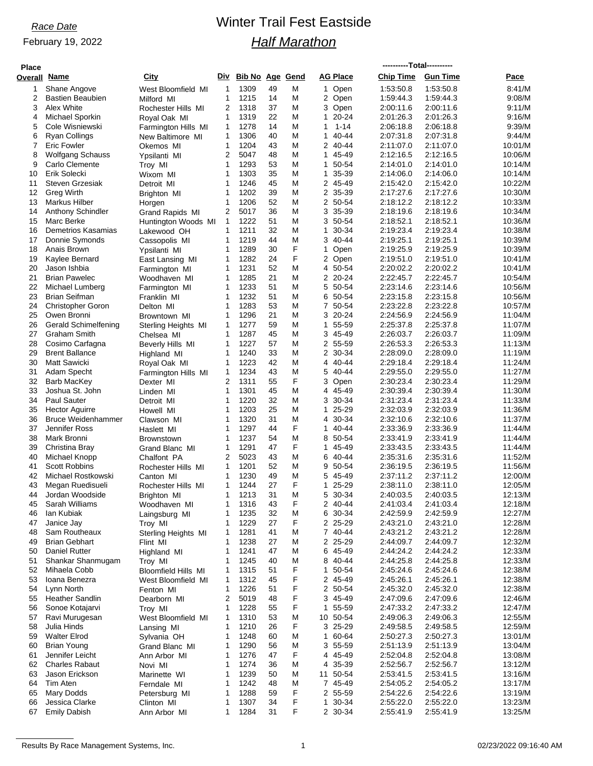*Race Date*

February 19, 2022

# Winter Trail Fest Eastside

## *Half Marathon*

| Place Overall | Name | City | Div | Bib No | Age | Gend | AG Place | Chip Time | Gun Time | Pace |
|---|---|---|---|---|---|---|---|---|---|---|
| 1 | Shane Angove | West Bloomfield MI | 1 | 1309 | 49 | M | 1 Open | 1:53:50.8 | 1:53:50.8 | 8:41/M |
| 2 | Bastien Beaubien | Milford MI | 1 | 1215 | 14 | M | 2 Open | 1:59:44.3 | 1:59:44.3 | 9:08/M |
| 3 | Alex White | Rochester Hills MI | 2 | 1318 | 37 | M | 3 Open | 2:00:11.6 | 2:00:11.6 | 9:11/M |
| 4 | Michael Sporkin | Royal Oak MI | 1 | 1319 | 22 | M | 1 20-24 | 2:01:26.3 | 2:01:26.3 | 9:16/M |
| 5 | Cole Wisniewski | Farmington Hills MI | 1 | 1278 | 14 | M | 1 1-14 | 2:06:18.8 | 2:06:18.8 | 9:39/M |
| 6 | Ryan Collings | New Baltimore MI | 1 | 1306 | 40 | M | 1 40-44 | 2:07:31.8 | 2:07:31.8 | 9:44/M |
| 7 | Eric Fowler | Okemos MI | 1 | 1204 | 43 | M | 2 40-44 | 2:11:07.0 | 2:11:07.0 | 10:01/M |
| 8 | Wolfgang Schauss | Ypsilanti MI | 2 | 5047 | 48 | M | 1 45-49 | 2:12:16.5 | 2:12:16.5 | 10:06/M |
| 9 | Carlo Clemente | Troy MI | 1 | 1293 | 53 | M | 1 50-54 | 2:14:01.0 | 2:14:01.0 | 10:14/M |
| 10 | Erik Solecki | Wixom MI | 1 | 1303 | 35 | M | 1 35-39 | 2:14:06.0 | 2:14:06.0 | 10:14/M |
| 11 | Steven Grzesiak | Detroit MI | 1 | 1246 | 45 | M | 2 45-49 | 2:15:42.0 | 2:15:42.0 | 10:22/M |
| 12 | Greg Wirth | Brighton MI | 1 | 1202 | 39 | M | 2 35-39 | 2:17:27.6 | 2:17:27.6 | 10:30/M |
| 13 | Markus Hilber | Horgen | 1 | 1206 | 52 | M | 2 50-54 | 2:18:12.2 | 2:18:12.2 | 10:33/M |
| 14 | Anthony Schindler | Grand Rapids MI | 2 | 5017 | 36 | M | 3 35-39 | 2:18:19.6 | 2:18:19.6 | 10:34/M |
| 15 | Marc Berke | Huntington Woods MI | 1 | 1222 | 51 | M | 3 50-54 | 2:18:52.1 | 2:18:52.1 | 10:36/M |
| 16 | Demetrios Kasamias | Lakewood OH | 1 | 1211 | 32 | M | 1 30-34 | 2:19:23.4 | 2:19:23.4 | 10:38/M |
| 17 | Donnie Symonds | Cassopolis MI | 1 | 1219 | 44 | M | 3 40-44 | 2:19:25.1 | 2:19:25.1 | 10:39/M |
| 18 | Anais Brown | Ypsilanti MI | 1 | 1289 | 30 | F | 1 Open | 2:19:25.9 | 2:19:25.9 | 10:39/M |
| 19 | Kaylee Bernard | East Lansing MI | 1 | 1282 | 24 | F | 2 Open | 2:19:51.0 | 2:19:51.0 | 10:41/M |
| 20 | Jason Ishbia | Farmington MI | 1 | 1231 | 52 | M | 4 50-54 | 2:20:02.2 | 2:20:02.2 | 10:41/M |
| 21 | Brian Pawelec | Woodhaven MI | 1 | 1285 | 21 | M | 2 20-24 | 2:22:45.7 | 2:22:45.7 | 10:54/M |
| 22 | Michael Lumberg | Farmington MI | 1 | 1233 | 51 | M | 5 50-54 | 2:23:14.6 | 2:23:14.6 | 10:56/M |
| 23 | Brian Seifman | Franklin MI | 1 | 1232 | 51 | M | 6 50-54 | 2:23:15.8 | 2:23:15.8 | 10:56/M |
| 24 | Christopher Goron | Delton MI | 1 | 1283 | 53 | M | 7 50-54 | 2:23:22.8 | 2:23:22.8 | 10:57/M |
| 25 | Owen Bronni | Browntown MI | 1 | 1296 | 21 | M | 3 20-24 | 2:24:56.9 | 2:24:56.9 | 11:04/M |
| 26 | Gerald Schimelfening | Sterling Heights MI | 1 | 1277 | 59 | M | 1 55-59 | 2:25:37.8 | 2:25:37.8 | 11:07/M |
| 27 | Graham Smith | Chelsea MI | 1 | 1287 | 45 | M | 3 45-49 | 2:26:03.7 | 2:26:03.7 | 11:09/M |
| 28 | Cosimo Carfagna | Beverly Hills MI | 1 | 1227 | 57 | M | 2 55-59 | 2:26:53.3 | 2:26:53.3 | 11:13/M |
| 29 | Brent Ballance | Highland MI | 1 | 1240 | 33 | M | 2 30-34 | 2:28:09.0 | 2:28:09.0 | 11:19/M |
| 30 | Matt Sawicki | Royal Oak MI | 1 | 1223 | 42 | M | 4 40-44 | 2:29:18.4 | 2:29:18.4 | 11:24/M |
| 31 | Adam Specht | Farmington Hills MI | 1 | 1234 | 43 | M | 5 40-44 | 2:29:55.0 | 2:29:55.0 | 11:27/M |
| 32 | Barb MacKey | Dexter MI | 2 | 1311 | 55 | F | 3 Open | 2:30:23.4 | 2:30:23.4 | 11:29/M |
| 33 | Joshua St. John | Linden MI | 1 | 1301 | 45 | M | 4 45-49 | 2:30:39.4 | 2:30:39.4 | 11:30/M |
| 34 | Paul Sauter | Detroit MI | 1 | 1220 | 32 | M | 3 30-34 | 2:31:23.4 | 2:31:23.4 | 11:33/M |
| 35 | Hector Aguirre | Howell MI | 1 | 1203 | 25 | M | 1 25-29 | 2:32:03.9 | 2:32:03.9 | 11:36/M |
| 36 | Bruce Weidenhammer | Clawson MI | 1 | 1320 | 31 | M | 4 30-34 | 2:32:10.6 | 2:32:10.6 | 11:37/M |
| 37 | Jennifer Ross | Haslett MI | 1 | 1297 | 44 | F | 1 40-44 | 2:33:36.9 | 2:33:36.9 | 11:44/M |
| 38 | Mark Bronni | Brownstown | 1 | 1237 | 54 | M | 8 50-54 | 2:33:41.9 | 2:33:41.9 | 11:44/M |
| 39 | Christina Bray | Grand Blanc MI | 1 | 1291 | 47 | F | 1 45-49 | 2:33:43.5 | 2:33:43.5 | 11:44/M |
| 40 | Michael Knopp | Chalfont PA | 2 | 5023 | 43 | M | 6 40-44 | 2:35:31.6 | 2:35:31.6 | 11:52/M |
| 41 | Scott Robbins | Rochester Hills MI | 1 | 1201 | 52 | M | 9 50-54 | 2:36:19.5 | 2:36:19.5 | 11:56/M |
| 42 | Michael Rostkowski | Canton MI | 1 | 1230 | 49 | M | 5 45-49 | 2:37:11.2 | 2:37:11.2 | 12:00/M |
| 43 | Megan Ruedisueli | Rochester Hills MI | 1 | 1244 | 27 | F | 1 25-29 | 2:38:11.0 | 2:38:11.0 | 12:05/M |
| 44 | Jordan Woodside | Brighton MI | 1 | 1213 | 31 | M | 5 30-34 | 2:40:03.5 | 2:40:03.5 | 12:13/M |
| 45 | Sarah Williams | Woodhaven MI | 1 | 1316 | 43 | F | 2 40-44 | 2:41:03.4 | 2:41:03.4 | 12:18/M |
| 46 | Ian Kubiak | Laingsburg MI | 1 | 1235 | 32 | M | 6 30-34 | 2:42:59.9 | 2:42:59.9 | 12:27/M |
| 47 | Janice Jay | Troy MI | 1 | 1229 | 27 | F | 2 25-29 | 2:43:21.0 | 2:43:21.0 | 12:28/M |
| 48 | Sam Routheaux | Sterling Heights MI | 1 | 1281 | 41 | M | 7 40-44 | 2:43:21.2 | 2:43:21.2 | 12:28/M |
| 49 | Brian Gebhart | Flint MI | 1 | 1238 | 27 | M | 2 25-29 | 2:44:09.7 | 2:44:09.7 | 12:32/M |
| 50 | Daniel Rutter | Highland MI | 1 | 1241 | 47 | M | 6 45-49 | 2:44:24.2 | 2:44:24.2 | 12:33/M |
| 51 | Shankar Shanmugam | Troy MI | 1 | 1245 | 40 | M | 8 40-44 | 2:44:25.8 | 2:44:25.8 | 12:33/M |
| 52 | Mihaela Cobb | Bloomfield Hills MI | 1 | 1315 | 51 | F | 1 50-54 | 2:45:24.6 | 2:45:24.6 | 12:38/M |
| 53 | Ioana Benezra | West Bloomfield MI | 1 | 1312 | 45 | F | 2 45-49 | 2:45:26.1 | 2:45:26.1 | 12:38/M |
| 54 | Lynn North | Fenton MI | 1 | 1226 | 51 | F | 2 50-54 | 2:45:32.0 | 2:45:32.0 | 12:38/M |
| 55 | Heather Sandlin | Dearborn MI | 2 | 5019 | 48 | F | 3 45-49 | 2:47:09.6 | 2:47:09.6 | 12:46/M |
| 56 | Sonoe Kotajarvi | Troy MI | 1 | 1228 | 55 | F | 1 55-59 | 2:47:33.2 | 2:47:33.2 | 12:47/M |
| 57 | Ravi Murugesan | West Bloomfield MI | 1 | 1310 | 53 | M | 10 50-54 | 2:49:06.3 | 2:49:06.3 | 12:55/M |
| 58 | Julia Hinds | Lansing MI | 1 | 1210 | 26 | F | 3 25-29 | 2:49:58.5 | 2:49:58.5 | 12:59/M |
| 59 | Walter Elrod | Sylvania OH | 1 | 1248 | 60 | M | 1 60-64 | 2:50:27.3 | 2:50:27.3 | 13:01/M |
| 60 | Brian Young | Grand Blanc MI | 1 | 1290 | 56 | M | 3 55-59 | 2:51:13.9 | 2:51:13.9 | 13:04/M |
| 61 | Jennifer Leicht | Ann Arbor MI | 1 | 1276 | 47 | F | 4 45-49 | 2:52:04.8 | 2:52:04.8 | 13:08/M |
| 62 | Charles Rabaut | Novi MI | 1 | 1274 | 36 | M | 4 35-39 | 2:52:56.7 | 2:52:56.7 | 13:12/M |
| 63 | Jason Erickson | Marinette WI | 1 | 1239 | 50 | M | 11 50-54 | 2:53:41.5 | 2:53:41.5 | 13:16/M |
| 64 | Tim Aten | Ferndale MI | 1 | 1242 | 48 | M | 7 45-49 | 2:54:05.2 | 2:54:05.2 | 13:17/M |
| 65 | Mary Dodds | Petersburg MI | 1 | 1288 | 59 | F | 2 55-59 | 2:54:22.6 | 2:54:22.6 | 13:19/M |
| 66 | Jessica Clarke | Clinton MI | 1 | 1307 | 34 | F | 1 30-34 | 2:55:22.0 | 2:55:22.0 | 13:23/M |
| 67 | Emily Dabish | Ann Arbor MI | 1 | 1284 | 31 | F | 2 30-34 | 2:55:41.9 | 2:55:41.9 | 13:25/M |

Results By Race Management Systems, Inc. 02/23/2022 09:16:40 AM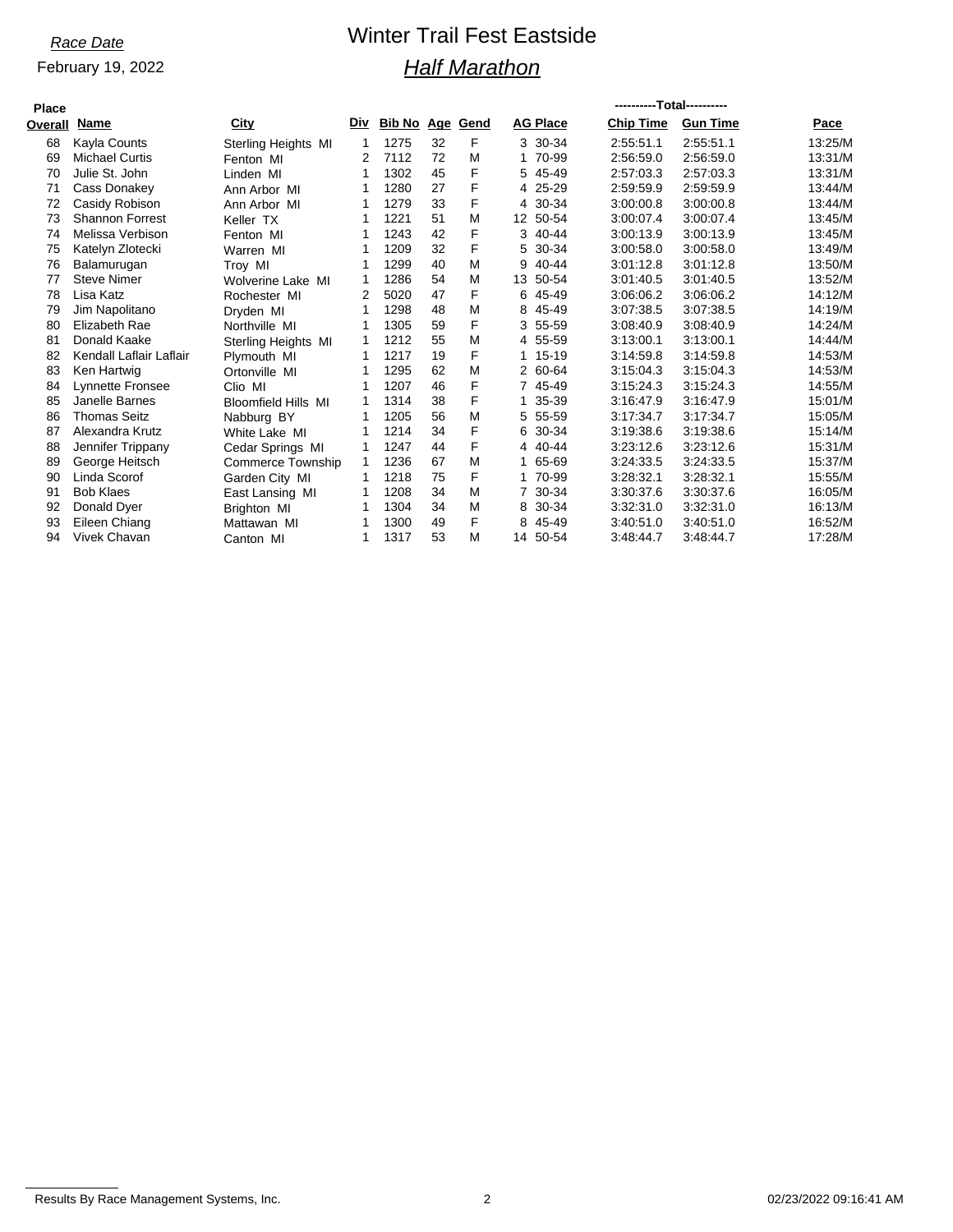*Race Date*

February 19, 2022

# Winter Trail Fest Eastside

## *Half Marathon*

| Place Overall | Name | City | Div | Bib No | Age | Gend | AG Place | | ----------Total---------- Chip Time | Gun Time | Pace |
|---|---|---|---|---|---|---|---|---|---|---|---|
| 68 | Kayla Counts | Sterling Heights MI | 1 | 1275 | 32 | F | 3 | 30-34 | 2:55:51.1 | 2:55:51.1 | 13:25/M |
| 69 | Michael Curtis | Fenton MI | 2 | 7112 | 72 | M | 1 | 70-99 | 2:56:59.0 | 2:56:59.0 | 13:31/M |
| 70 | Julie St. John | Linden MI | 1 | 1302 | 45 | F | 5 | 45-49 | 2:57:03.3 | 2:57:03.3 | 13:31/M |
| 71 | Cass Donakey | Ann Arbor MI | 1 | 1280 | 27 | F | 4 | 25-29 | 2:59:59.9 | 2:59:59.9 | 13:44/M |
| 72 | Casidy Robison | Ann Arbor MI | 1 | 1279 | 33 | F | 4 | 30-34 | 3:00:00.8 | 3:00:00.8 | 13:44/M |
| 73 | Shannon Forrest | Keller TX | 1 | 1221 | 51 | M | 12 | 50-54 | 3:00:07.4 | 3:00:07.4 | 13:45/M |
| 74 | Melissa Verbison | Fenton MI | 1 | 1243 | 42 | F | 3 | 40-44 | 3:00:13.9 | 3:00:13.9 | 13:45/M |
| 75 | Katelyn Zlotecki | Warren MI | 1 | 1209 | 32 | F | 5 | 30-34 | 3:00:58.0 | 3:00:58.0 | 13:49/M |
| 76 | Balamurugan | Troy MI | 1 | 1299 | 40 | M | 9 | 40-44 | 3:01:12.8 | 3:01:12.8 | 13:50/M |
| 77 | Steve Nimer | Wolverine Lake MI | 1 | 1286 | 54 | M | 13 | 50-54 | 3:01:40.5 | 3:01:40.5 | 13:52/M |
| 78 | Lisa Katz | Rochester MI | 2 | 5020 | 47 | F | 6 | 45-49 | 3:06:06.2 | 3:06:06.2 | 14:12/M |
| 79 | Jim Napolitano | Dryden MI | 1 | 1298 | 48 | M | 8 | 45-49 | 3:07:38.5 | 3:07:38.5 | 14:19/M |
| 80 | Elizabeth Rae | Northville MI | 1 | 1305 | 59 | F | 3 | 55-59 | 3:08:40.9 | 3:08:40.9 | 14:24/M |
| 81 | Donald Kaake | Sterling Heights MI | 1 | 1212 | 55 | M | 4 | 55-59 | 3:13:00.1 | 3:13:00.1 | 14:44/M |
| 82 | Kendall Laflair Laflair | Plymouth MI | 1 | 1217 | 19 | F | 1 | 15-19 | 3:14:59.8 | 3:14:59.8 | 14:53/M |
| 83 | Ken Hartwig | Ortonville MI | 1 | 1295 | 62 | M | 2 | 60-64 | 3:15:04.3 | 3:15:04.3 | 14:53/M |
| 84 | Lynnette Fronsee | Clio MI | 1 | 1207 | 46 | F | 7 | 45-49 | 3:15:24.3 | 3:15:24.3 | 14:55/M |
| 85 | Janelle Barnes | Bloomfield Hills MI | 1 | 1314 | 38 | F | 1 | 35-39 | 3:16:47.9 | 3:16:47.9 | 15:01/M |
| 86 | Thomas Seitz | Nabburg BY | 1 | 1205 | 56 | M | 5 | 55-59 | 3:17:34.7 | 3:17:34.7 | 15:05/M |
| 87 | Alexandra Krutz | White Lake MI | 1 | 1214 | 34 | F | 6 | 30-34 | 3:19:38.6 | 3:19:38.6 | 15:14/M |
| 88 | Jennifer Trippany | Cedar Springs MI | 1 | 1247 | 44 | F | 4 | 40-44 | 3:23:12.6 | 3:23:12.6 | 15:31/M |
| 89 | George Heitsch | Commerce Township | 1 | 1236 | 67 | M | 1 | 65-69 | 3:24:33.5 | 3:24:33.5 | 15:37/M |
| 90 | Linda Scorof | Garden City MI | 1 | 1218 | 75 | F | 1 | 70-99 | 3:28:32.1 | 3:28:32.1 | 15:55/M |
| 91 | Bob Klaes | East Lansing MI | 1 | 1208 | 34 | M | 7 | 30-34 | 3:30:37.6 | 3:30:37.6 | 16:05/M |
| 92 | Donald Dyer | Brighton MI | 1 | 1304 | 34 | M | 8 | 30-34 | 3:32:31.0 | 3:32:31.0 | 16:13/M |
| 93 | Eileen Chiang | Mattawan MI | 1 | 1300 | 49 | F | 8 | 45-49 | 3:40:51.0 | 3:40:51.0 | 16:52/M |
| 94 | Vivek Chavan | Canton MI | 1 | 1317 | 53 | M | 14 | 50-54 | 3:48:44.7 | 3:48:44.7 | 17:28/M |

Results By Race Management Systems, Inc. 02/23/2022 09:16:41 AM